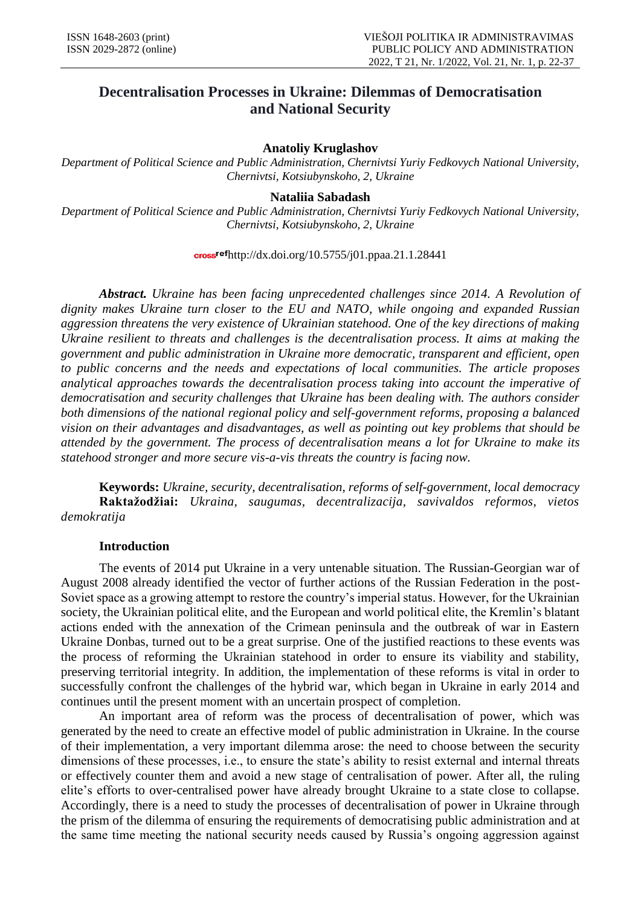# Decentralisation Processes in Ukraine: Dilemmas of Democratisation and National Security

**Anatoliy Kruglashov**

*Department of Political Science and Public Administration, Chernivtsi Yuriy Fedkovych National University, Chernivtsi, Kotsiubynskoho, 2, Ukraine*

**Nataliia Sabadash**

*Department of Political Science and Public Administration, Chernivtsi Yuriy Fedkovych National University, Chernivtsi, Kotsiubynskoho, 2, Ukraine*

crossref http://dx.doi.org/10.5755/j01.ppaa.21.1.28441

***Abstract.*** *Ukraine has been facing unprecedented challenges since 2014. A Revolution of dignity makes Ukraine turn closer to the EU and NATO, while ongoing and expanded Russian aggression threatens the very existence of Ukrainian statehood. One of the key directions of making Ukraine resilient to threats and challenges is the decentralisation process. It aims at making the government and public administration in Ukraine more democratic, transparent and efficient, open to public concerns and the needs and expectations of local communities. The article proposes analytical approaches towards the decentralisation process taking into account the imperative of democratisation and security challenges that Ukraine has been dealing with. The authors consider both dimensions of the national regional policy and self-government reforms, proposing a balanced vision on their advantages and disadvantages, as well as pointing out key problems that should be attended by the government. The process of decentralisation means a lot for Ukraine to make its statehood stronger and more secure vis-a-vis threats the country is facing now.*

**Keywords:** *Ukraine, security, decentralisation, reforms of self-government, local democracy*
**Raktažodžiai:** *Ukraina, saugumas, decentralizacija, savivaldos reformos, vietos demokratija*

## Introduction

The events of 2014 put Ukraine in a very untenable situation. The Russian-Georgian war of August 2008 already identified the vector of further actions of the Russian Federation in the post-Soviet space as a growing attempt to restore the country's imperial status. However, for the Ukrainian society, the Ukrainian political elite, and the European and world political elite, the Kremlin's blatant actions ended with the annexation of the Crimean peninsula and the outbreak of war in Eastern Ukraine Donbas, turned out to be a great surprise. One of the justified reactions to these events was the process of reforming the Ukrainian statehood in order to ensure its viability and stability, preserving territorial integrity. In addition, the implementation of these reforms is vital in order to successfully confront the challenges of the hybrid war, which began in Ukraine in early 2014 and continues until the present moment with an uncertain prospect of completion.

An important area of reform was the process of decentralisation of power, which was generated by the need to create an effective model of public administration in Ukraine. In the course of their implementation, a very important dilemma arose: the need to choose between the security dimensions of these processes, i.e., to ensure the state's ability to resist external and internal threats or effectively counter them and avoid a new stage of centralisation of power. After all, the ruling elite's efforts to over-centralised power have already brought Ukraine to a state close to collapse. Accordingly, there is a need to study the processes of decentralisation of power in Ukraine through the prism of the dilemma of ensuring the requirements of democratising public administration and at the same time meeting the national security needs caused by Russia's ongoing aggression against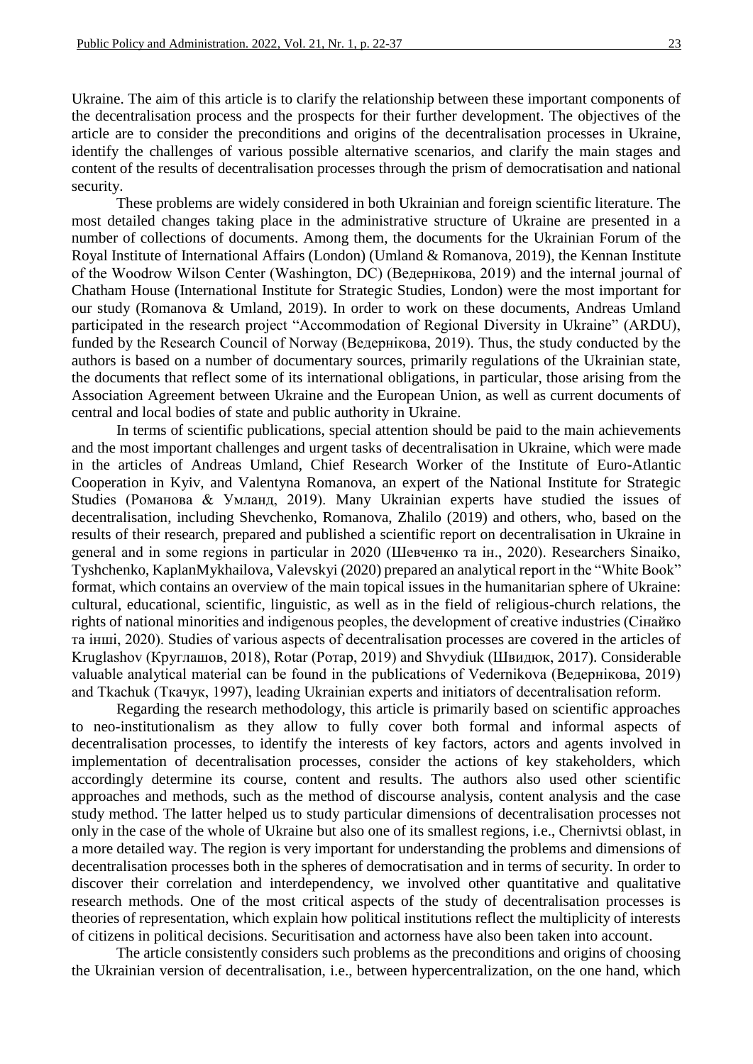Ukraine. The aim of this article is to clarify the relationship between these important components of the decentralisation process and the prospects for their further development. The objectives of the article are to consider the preconditions and origins of the decentralisation processes in Ukraine, identify the challenges of various possible alternative scenarios, and clarify the main stages and content of the results of decentralisation processes through the prism of democratisation and national security.

These problems are widely considered in both Ukrainian and foreign scientific literature. The most detailed changes taking place in the administrative structure of Ukraine are presented in a number of collections of documents. Among them, the documents for the Ukrainian Forum of the Royal Institute of International Affairs (London) (Umland & Romanova, 2019), the Kennan Institute of the Woodrow Wilson Center (Washington, DC) (Ведернікова, 2019) and the internal journal of Chatham House (International Institute for Strategic Studies, London) were the most important for our study (Romanova & Umland, 2019). In order to work on these documents, Andreas Umland participated in the research project "Accommodation of Regional Diversity in Ukraine" (ARDU), funded by the Research Council of Norway (Ведернікова, 2019). Thus, the study conducted by the authors is based on a number of documentary sources, primarily regulations of the Ukrainian state, the documents that reflect some of its international obligations, in particular, those arising from the Association Agreement between Ukraine and the European Union, as well as current documents of central and local bodies of state and public authority in Ukraine.

In terms of scientific publications, special attention should be paid to the main achievements and the most important challenges and urgent tasks of decentralisation in Ukraine, which were made in the articles of Andreas Umland, Chief Research Worker of the Institute of Euro-Atlantic Cooperation in Kyiv, and Valentyna Romanova, an expert of the National Institute for Strategic Studies (Романова & Умланд, 2019). Many Ukrainian experts have studied the issues of decentralisation, including Shevchenko, Romanova, Zhalilo (2019) and others, who, based on the results of their research, prepared and published a scientific report on decentralisation in Ukraine in general and in some regions in particular in 2020 (Шевченко та ін., 2020). Researchers Sinaiko, Tyshchenko, KaplanMykhailova, Valevskyi (2020) prepared an analytical report in the "White Book" format, which contains an overview of the main topical issues in the humanitarian sphere of Ukraine: cultural, educational, scientific, linguistic, as well as in the field of religious-church relations, the rights of national minorities and indigenous peoples, the development of creative industries (Сінайко та інші, 2020). Studies of various aspects of decentralisation processes are covered in the articles of Kruglashov (Круглашов, 2018), Rotar (Ротар, 2019) and Shvydiuk (Швидюк, 2017). Considerable valuable analytical material can be found in the publications of Vedernikova (Ведернікова, 2019) and Tkachuk (Ткачук, 1997), leading Ukrainian experts and initiators of decentralisation reform.

Regarding the research methodology, this article is primarily based on scientific approaches to neo-institutionalism as they allow to fully cover both formal and informal aspects of decentralisation processes, to identify the interests of key factors, actors and agents involved in implementation of decentralisation processes, consider the actions of key stakeholders, which accordingly determine its course, content and results. The authors also used other scientific approaches and methods, such as the method of discourse analysis, content analysis and the case study method. The latter helped us to study particular dimensions of decentralisation processes not only in the case of the whole of Ukraine but also one of its smallest regions, i.e., Chernivtsi oblast, in a more detailed way. The region is very important for understanding the problems and dimensions of decentralisation processes both in the spheres of democratisation and in terms of security. In order to discover their correlation and interdependency, we involved other quantitative and qualitative research methods. One of the most critical aspects of the study of decentralisation processes is theories of representation, which explain how political institutions reflect the multiplicity of interests of citizens in political decisions. Securitisation and actorness have also been taken into account.

The article consistently considers such problems as the preconditions and origins of choosing the Ukrainian version of decentralisation, i.e., between hypercentralization, on the one hand, which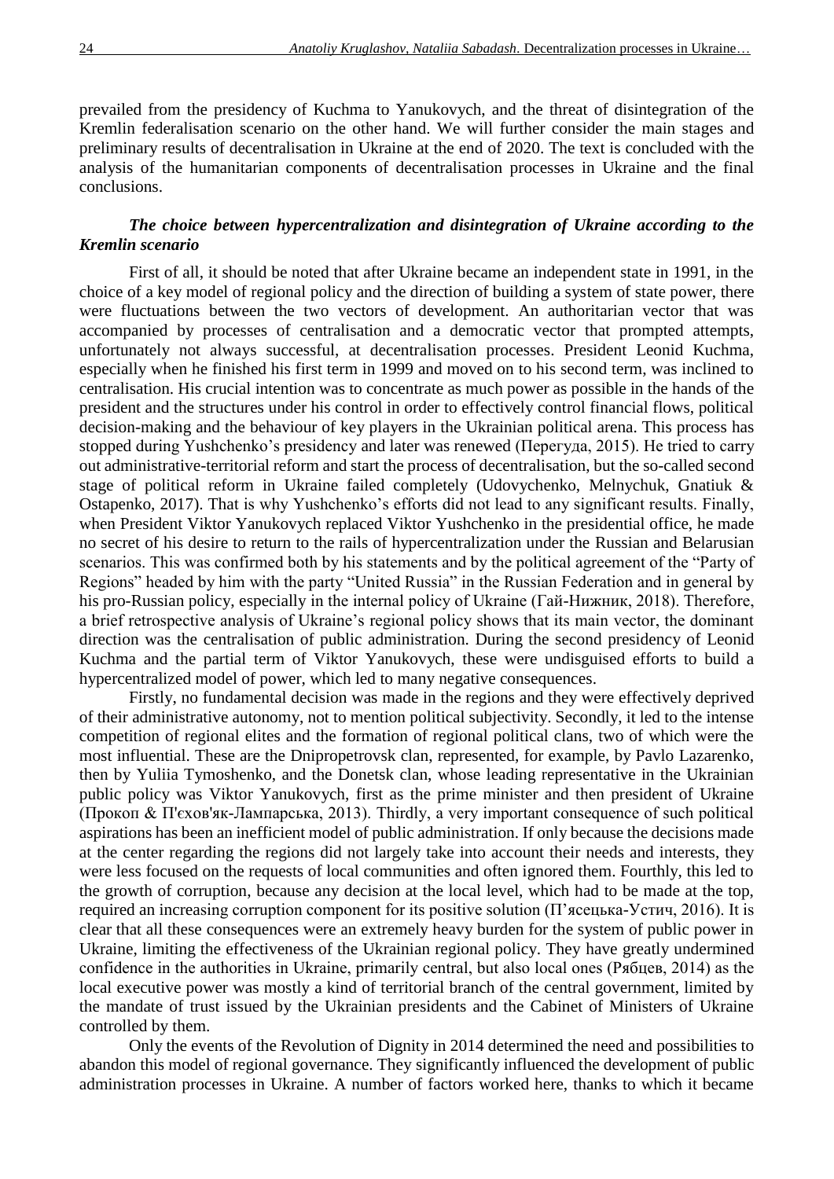prevailed from the presidency of Kuchma to Yanukovych, and the threat of disintegration of the Kremlin federalisation scenario on the other hand. We will further consider the main stages and preliminary results of decentralisation in Ukraine at the end of 2020. The text is concluded with the analysis of the humanitarian components of decentralisation processes in Ukraine and the final conclusions.

### *The choice between hypercentralization and disintegration of Ukraine according to the Kremlin scenario*

First of all, it should be noted that after Ukraine became an independent state in 1991, in the choice of a key model of regional policy and the direction of building a system of state power, there were fluctuations between the two vectors of development. An authoritarian vector that was accompanied by processes of centralisation and a democratic vector that prompted attempts, unfortunately not always successful, at decentralisation processes. President Leonid Kuchma, especially when he finished his first term in 1999 and moved on to his second term, was inclined to centralisation. His crucial intention was to concentrate as much power as possible in the hands of the president and the structures under his control in order to effectively control financial flows, political decision-making and the behaviour of key players in the Ukrainian political arena. This process has stopped during Yushchenko's presidency and later was renewed (Перегуда, 2015). He tried to carry out administrative-territorial reform and start the process of decentralisation, but the so-called second stage of political reform in Ukraine failed completely (Udovychenko, Melnychuk, Gnatiuk & Ostapenko, 2017). That is why Yushchenko's efforts did not lead to any significant results. Finally, when President Viktor Yanukovych replaced Viktor Yushchenko in the presidential office, he made no secret of his desire to return to the rails of hypercentralization under the Russian and Belarusian scenarios. This was confirmed both by his statements and by the political agreement of the "Party of Regions" headed by him with the party "United Russia" in the Russian Federation and in general by his pro-Russian policy, especially in the internal policy of Ukraine (Гай-Нижник, 2018). Therefore, a brief retrospective analysis of Ukraine's regional policy shows that its main vector, the dominant direction was the centralisation of public administration. During the second presidency of Leonid Kuchma and the partial term of Viktor Yanukovych, these were undisguised efforts to build a hypercentralized model of power, which led to many negative consequences.

Firstly, no fundamental decision was made in the regions and they were effectively deprived of their administrative autonomy, not to mention political subjectivity. Secondly, it led to the intense competition of regional elites and the formation of regional political clans, two of which were the most influential. These are the Dnipropetrovsk clan, represented, for example, by Pavlo Lazarenko, then by Yuliia Tymoshenko, and the Donetsk clan, whose leading representative in the Ukrainian public policy was Viktor Yanukovych, first as the prime minister and then president of Ukraine (Прокоп & П'єхов'як-Лампарська, 2013). Thirdly, a very important consequence of such political aspirations has been an inefficient model of public administration. If only because the decisions made at the center regarding the regions did not largely take into account their needs and interests, they were less focused on the requests of local communities and often ignored them. Fourthly, this led to the growth of corruption, because any decision at the local level, which had to be made at the top, required an increasing corruption component for its positive solution (П'ясецька-Устич, 2016). It is clear that all these consequences were an extremely heavy burden for the system of public power in Ukraine, limiting the effectiveness of the Ukrainian regional policy. They have greatly undermined confidence in the authorities in Ukraine, primarily central, but also local ones (Рябцев, 2014) as the local executive power was mostly a kind of territorial branch of the central government, limited by the mandate of trust issued by the Ukrainian presidents and the Cabinet of Ministers of Ukraine controlled by them.

Only the events of the Revolution of Dignity in 2014 determined the need and possibilities to abandon this model of regional governance. They significantly influenced the development of public administration processes in Ukraine. A number of factors worked here, thanks to which it became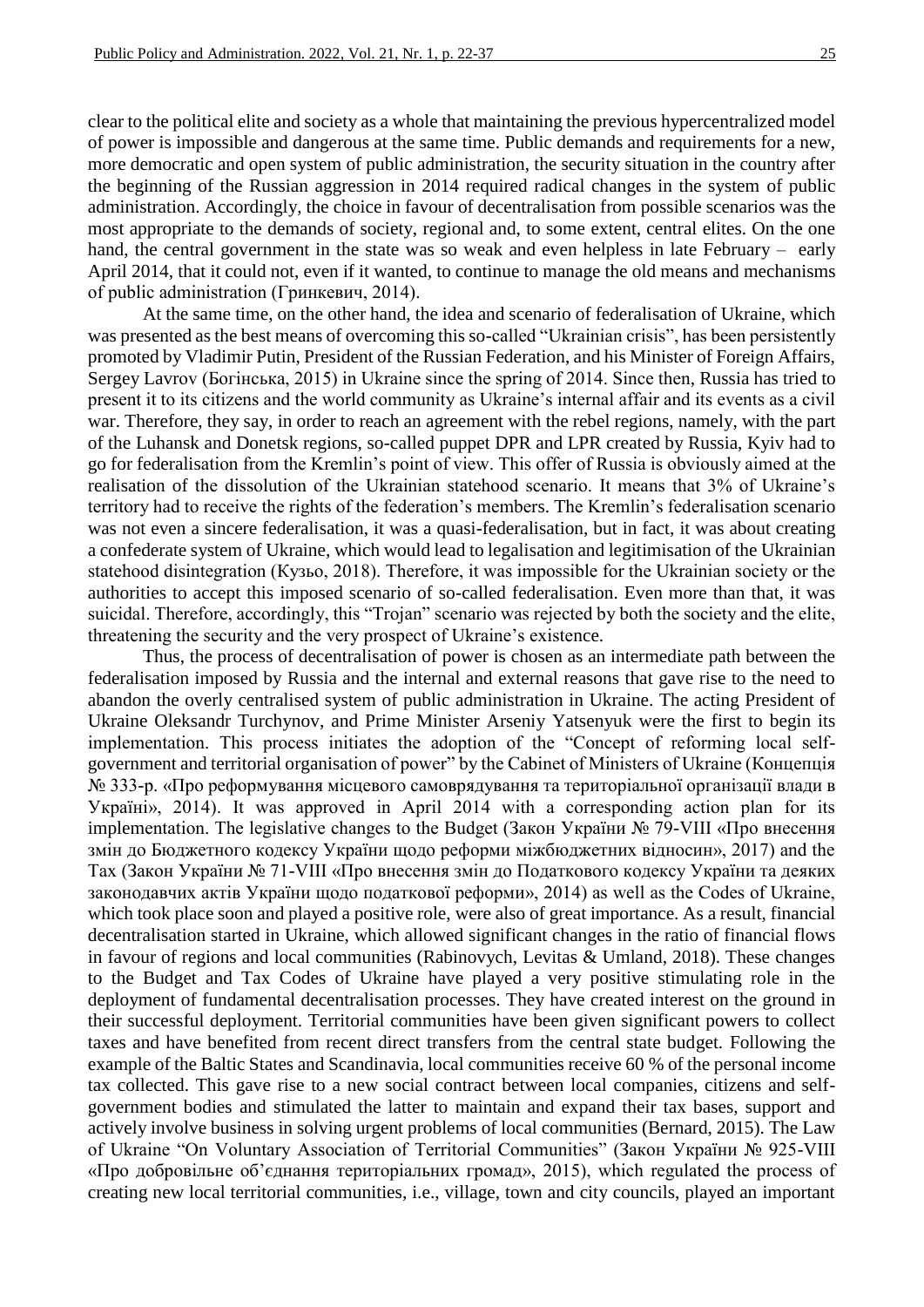clear to the political elite and society as a whole that maintaining the previous hypercentralized model of power is impossible and dangerous at the same time. Public demands and requirements for a new, more democratic and open system of public administration, the security situation in the country after the beginning of the Russian aggression in 2014 required radical changes in the system of public administration. Accordingly, the choice in favour of decentralisation from possible scenarios was the most appropriate to the demands of society, regional and, to some extent, central elites. On the one hand, the central government in the state was so weak and even helpless in late February – early April 2014, that it could not, even if it wanted, to continue to manage the old means and mechanisms of public administration (Гринкевич, 2014).

At the same time, on the other hand, the idea and scenario of federalisation of Ukraine, which was presented as the best means of overcoming this so-called "Ukrainian crisis", has been persistently promoted by Vladimir Putin, President of the Russian Federation, and his Minister of Foreign Affairs, Sergey Lavrov (Богінська, 2015) in Ukraine since the spring of 2014. Since then, Russia has tried to present it to its citizens and the world community as Ukraine's internal affair and its events as a civil war. Therefore, they say, in order to reach an agreement with the rebel regions, namely, with the part of the Luhansk and Donetsk regions, so-called puppet DPR and LPR created by Russia, Kyiv had to go for federalisation from the Kremlin's point of view. This offer of Russia is obviously aimed at the realisation of the dissolution of the Ukrainian statehood scenario. It means that 3% of Ukraine's territory had to receive the rights of the federation's members. The Kremlin's federalisation scenario was not even a sincere federalisation, it was a quasi-federalisation, but in fact, it was about creating a confederate system of Ukraine, which would lead to legalisation and legitimisation of the Ukrainian statehood disintegration (Кузьо, 2018). Therefore, it was impossible for the Ukrainian society or the authorities to accept this imposed scenario of so-called federalisation. Even more than that, it was suicidal. Therefore, accordingly, this "Trojan" scenario was rejected by both the society and the elite, threatening the security and the very prospect of Ukraine's existence.

Thus, the process of decentralisation of power is chosen as an intermediate path between the federalisation imposed by Russia and the internal and external reasons that gave rise to the need to abandon the overly centralised system of public administration in Ukraine. The acting President of Ukraine Oleksandr Turchynov, and Prime Minister Arseniy Yatsenyuk were the first to begin its implementation. This process initiates the adoption of the "Concept of reforming local self-government and territorial organisation of power" by the Cabinet of Ministers of Ukraine (Концепція № 333-р. «Про реформування місцевого самоврядування та територіальної організації влади в Україні», 2014). It was approved in April 2014 with a corresponding action plan for its implementation. The legislative changes to the Budget (Закон України № 79-VIII «Про внесення змін до Бюджетного кодексу України щодо реформи міжбюджетних відносин», 2017) and the Tax (Закон України № 71-VIII «Про внесення змін до Податкового кодексу України та деяких законодавчих актів України щодо податкової реформи», 2014) as well as the Codes of Ukraine, which took place soon and played a positive role, were also of great importance. As a result, financial decentralisation started in Ukraine, which allowed significant changes in the ratio of financial flows in favour of regions and local communities (Rabinovych, Levitas & Umland, 2018). These changes to the Budget and Tax Codes of Ukraine have played a very positive stimulating role in the deployment of fundamental decentralisation processes. They have created interest on the ground in their successful deployment. Territorial communities have been given significant powers to collect taxes and have benefited from recent direct transfers from the central state budget. Following the example of the Baltic States and Scandinavia, local communities receive 60 % of the personal income tax collected. This gave rise to a new social contract between local companies, citizens and self-government bodies and stimulated the latter to maintain and expand their tax bases, support and actively involve business in solving urgent problems of local communities (Bernard, 2015). The Law of Ukraine "On Voluntary Association of Territorial Communities" (Закон України № 925-VIII «Про добровільне об'єднання територіальних громад», 2015), which regulated the process of creating new local territorial communities, i.e., village, town and city councils, played an important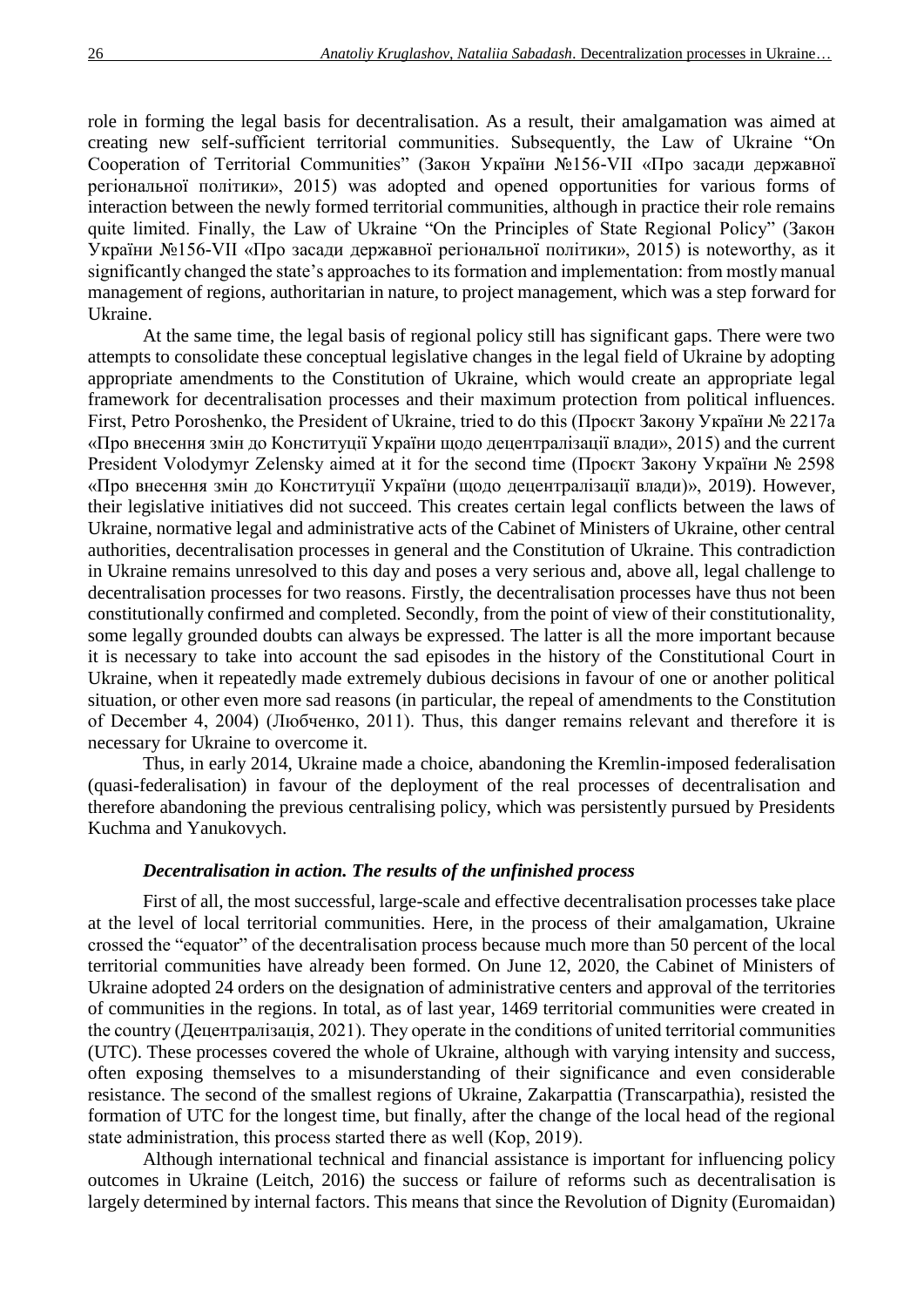role in forming the legal basis for decentralisation. As a result, their amalgamation was aimed at creating new self-sufficient territorial communities. Subsequently, the Law of Ukraine "On Cooperation of Territorial Communities" (Закон України №156-VII «Про засади державної регіональної політики», 2015) was adopted and opened opportunities for various forms of interaction between the newly formed territorial communities, although in practice their role remains quite limited. Finally, the Law of Ukraine "On the Principles of State Regional Policy" (Закон України №156-VII «Про засади державної регіональної політики», 2015) is noteworthy, as it significantly changed the state's approaches to its formation and implementation: from mostly manual management of regions, authoritarian in nature, to project management, which was a step forward for Ukraine.

At the same time, the legal basis of regional policy still has significant gaps. There were two attempts to consolidate these conceptual legislative changes in the legal field of Ukraine by adopting appropriate amendments to the Constitution of Ukraine, which would create an appropriate legal framework for decentralisation processes and their maximum protection from political influences. First, Petro Poroshenko, the President of Ukraine, tried to do this (Проєкт Закону України № 2217а «Про внесення змін до Конституції України щодо децентралізації влади», 2015) and the current President Volodymyr Zelensky aimed at it for the second time (Проєкт Закону України № 2598 «Про внесення змін до Конституції України (щодо децентралізації влади)», 2019). However, their legislative initiatives did not succeed. This creates certain legal conflicts between the laws of Ukraine, normative legal and administrative acts of the Cabinet of Ministers of Ukraine, other central authorities, decentralisation processes in general and the Constitution of Ukraine. This contradiction in Ukraine remains unresolved to this day and poses a very serious and, above all, legal challenge to decentralisation processes for two reasons. Firstly, the decentralisation processes have thus not been constitutionally confirmed and completed. Secondly, from the point of view of their constitutionality, some legally grounded doubts can always be expressed. The latter is all the more important because it is necessary to take into account the sad episodes in the history of the Constitutional Court in Ukraine, when it repeatedly made extremely dubious decisions in favour of one or another political situation, or other even more sad reasons (in particular, the repeal of amendments to the Constitution of December 4, 2004) (Любченко, 2011). Thus, this danger remains relevant and therefore it is necessary for Ukraine to overcome it.

Thus, in early 2014, Ukraine made a choice, abandoning the Kremlin-imposed federalisation (quasi-federalisation) in favour of the deployment of the real processes of decentralisation and therefore abandoning the previous centralising policy, which was persistently pursued by Presidents Kuchma and Yanukovych.

### *Decentralisation in action. The results of the unfinished process*

First of all, the most successful, large-scale and effective decentralisation processes take place at the level of local territorial communities. Here, in the process of their amalgamation, Ukraine crossed the "equator" of the decentralisation process because much more than 50 percent of the local territorial communities have already been formed. On June 12, 2020, the Cabinet of Ministers of Ukraine adopted 24 orders on the designation of administrative centers and approval of the territories of communities in the regions. In total, as of last year, 1469 territorial communities were created in the country (Децентралізація, 2021). They operate in the conditions of united territorial communities (UTC). These processes covered the whole of Ukraine, although with varying intensity and success, often exposing themselves to a misunderstanding of their significance and even considerable resistance. The second of the smallest regions of Ukraine, Zakarpattia (Transcarpathia), resisted the formation of UTC for the longest time, but finally, after the change of the local head of the regional state administration, this process started there as well (Кор, 2019).

Although international technical and financial assistance is important for influencing policy outcomes in Ukraine (Leitch, 2016) the success or failure of reforms such as decentralisation is largely determined by internal factors. This means that since the Revolution of Dignity (Euromaidan)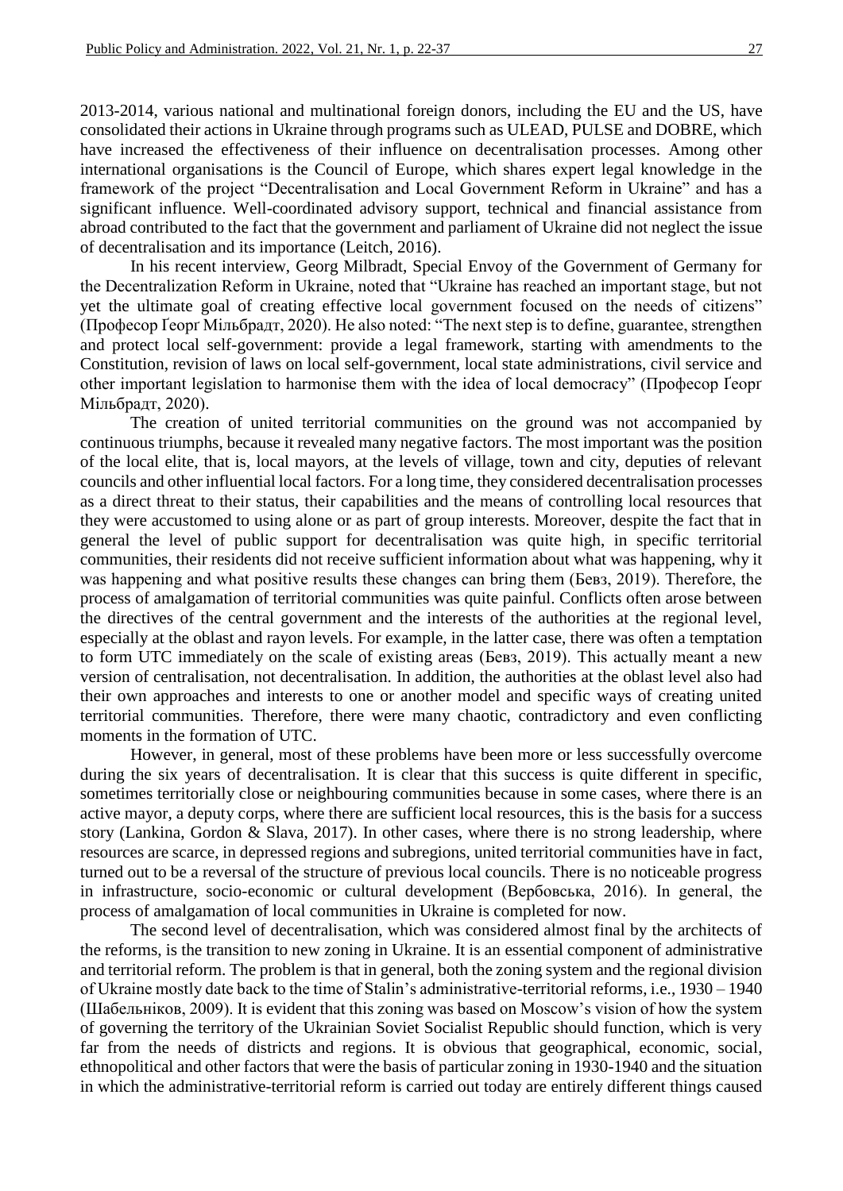2013-2014, various national and multinational foreign donors, including the EU and the US, have consolidated their actions in Ukraine through programs such as ULEAD, PULSE and DOBRE, which have increased the effectiveness of their influence on decentralisation processes. Among other international organisations is the Council of Europe, which shares expert legal knowledge in the framework of the project "Decentralisation and Local Government Reform in Ukraine" and has a significant influence. Well-coordinated advisory support, technical and financial assistance from abroad contributed to the fact that the government and parliament of Ukraine did not neglect the issue of decentralisation and its importance (Leitch, 2016).

In his recent interview, Georg Milbradt, Special Envoy of the Government of Germany for the Decentralization Reform in Ukraine, noted that "Ukraine has reached an important stage, but not yet the ultimate goal of creating effective local government focused on the needs of citizens" (Професор Ґеорг Мільбрадт, 2020). He also noted: "The next step is to define, guarantee, strengthen and protect local self-government: provide a legal framework, starting with amendments to the Constitution, revision of laws on local self-government, local state administrations, civil service and other important legislation to harmonise them with the idea of local democracy" (Професор Ґеорг Мільбрадт, 2020).

The creation of united territorial communities on the ground was not accompanied by continuous triumphs, because it revealed many negative factors. The most important was the position of the local elite, that is, local mayors, at the levels of village, town and city, deputies of relevant councils and other influential local factors. For a long time, they considered decentralisation processes as a direct threat to their status, their capabilities and the means of controlling local resources that they were accustomed to using alone or as part of group interests. Moreover, despite the fact that in general the level of public support for decentralisation was quite high, in specific territorial communities, their residents did not receive sufficient information about what was happening, why it was happening and what positive results these changes can bring them (Бевз, 2019). Therefore, the process of amalgamation of territorial communities was quite painful. Conflicts often arose between the directives of the central government and the interests of the authorities at the regional level, especially at the oblast and rayon levels. For example, in the latter case, there was often a temptation to form UTC immediately on the scale of existing areas (Бевз, 2019). This actually meant a new version of centralisation, not decentralisation. In addition, the authorities at the oblast level also had their own approaches and interests to one or another model and specific ways of creating united territorial communities. Therefore, there were many chaotic, contradictory and even conflicting moments in the formation of UTC.

However, in general, most of these problems have been more or less successfully overcome during the six years of decentralisation. It is clear that this success is quite different in specific, sometimes territorially close or neighbouring communities because in some cases, where there is an active mayor, a deputy corps, where there are sufficient local resources, this is the basis for a success story (Lankina, Gordon & Slava, 2017). In other cases, where there is no strong leadership, where resources are scarce, in depressed regions and subregions, united territorial communities have in fact, turned out to be a reversal of the structure of previous local councils. There is no noticeable progress in infrastructure, socio-economic or cultural development (Вербовська, 2016). In general, the process of amalgamation of local communities in Ukraine is completed for now.

The second level of decentralisation, which was considered almost final by the architects of the reforms, is the transition to new zoning in Ukraine. It is an essential component of administrative and territorial reform. The problem is that in general, both the zoning system and the regional division of Ukraine mostly date back to the time of Stalin's administrative-territorial reforms, i.e., 1930 – 1940 (Шабельніков, 2009). It is evident that this zoning was based on Moscow's vision of how the system of governing the territory of the Ukrainian Soviet Socialist Republic should function, which is very far from the needs of districts and regions. It is obvious that geographical, economic, social, ethnopolitical and other factors that were the basis of particular zoning in 1930-1940 and the situation in which the administrative-territorial reform is carried out today are entirely different things caused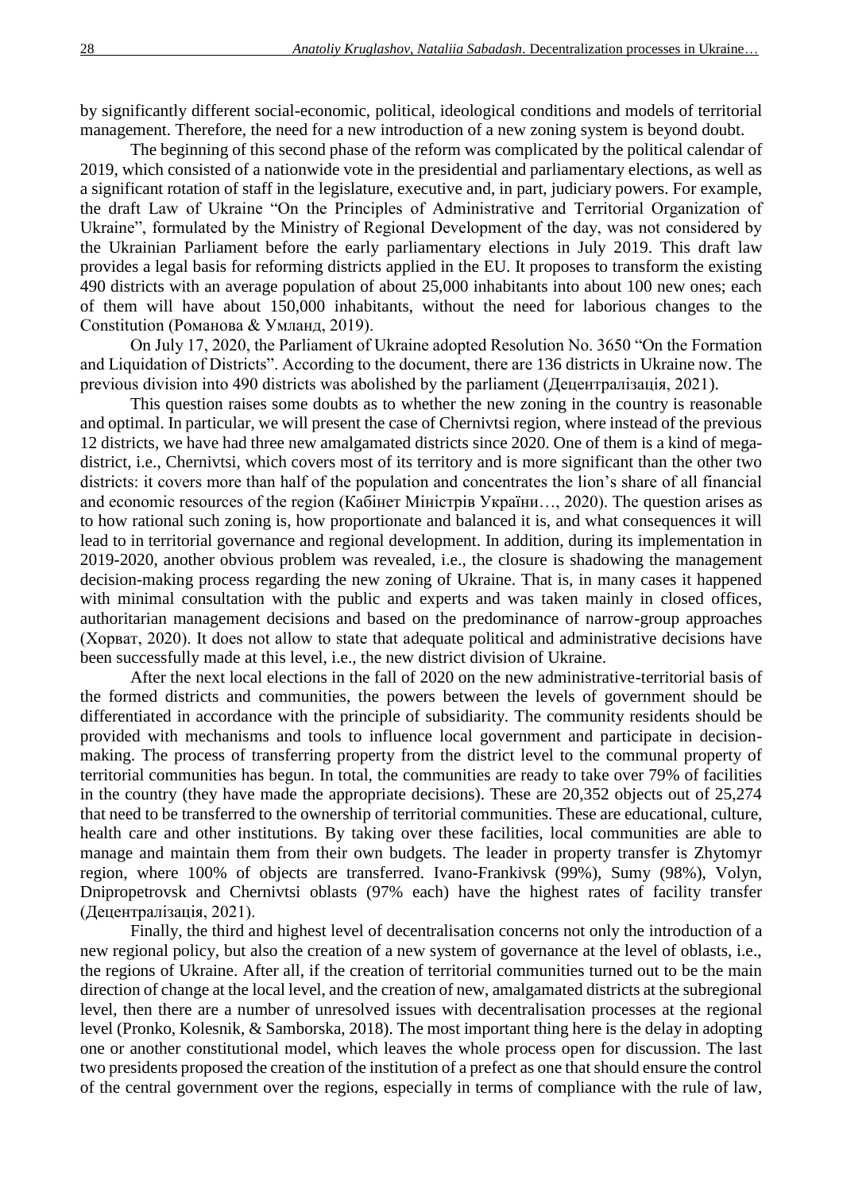by significantly different social-economic, political, ideological conditions and models of territorial management. Therefore, the need for a new introduction of a new zoning system is beyond doubt.

The beginning of this second phase of the reform was complicated by the political calendar of 2019, which consisted of a nationwide vote in the presidential and parliamentary elections, as well as a significant rotation of staff in the legislature, executive and, in part, judiciary powers. For example, the draft Law of Ukraine "On the Principles of Administrative and Territorial Organization of Ukraine", formulated by the Ministry of Regional Development of the day, was not considered by the Ukrainian Parliament before the early parliamentary elections in July 2019. This draft law provides a legal basis for reforming districts applied in the EU. It proposes to transform the existing 490 districts with an average population of about 25,000 inhabitants into about 100 new ones; each of them will have about 150,000 inhabitants, without the need for laborious changes to the Constitution (Романова & Умланд, 2019).

On July 17, 2020, the Parliament of Ukraine adopted Resolution No. 3650 "On the Formation and Liquidation of Districts". According to the document, there are 136 districts in Ukraine now. The previous division into 490 districts was abolished by the parliament (Децентралізація, 2021).

This question raises some doubts as to whether the new zoning in the country is reasonable and optimal. In particular, we will present the case of Chernivtsi region, where instead of the previous 12 districts, we have had three new amalgamated districts since 2020. One of them is a kind of mega-district, i.e., Chernivtsi, which covers most of its territory and is more significant than the other two districts: it covers more than half of the population and concentrates the lion's share of all financial and economic resources of the region (Кабінет Міністрів України…, 2020). The question arises as to how rational such zoning is, how proportionate and balanced it is, and what consequences it will lead to in territorial governance and regional development. In addition, during its implementation in 2019-2020, another obvious problem was revealed, i.e., the closure is shadowing the management decision-making process regarding the new zoning of Ukraine. That is, in many cases it happened with minimal consultation with the public and experts and was taken mainly in closed offices, authoritarian management decisions and based on the predominance of narrow-group approaches (Хорват, 2020). It does not allow to state that adequate political and administrative decisions have been successfully made at this level, i.e., the new district division of Ukraine.

After the next local elections in the fall of 2020 on the new administrative-territorial basis of the formed districts and communities, the powers between the levels of government should be differentiated in accordance with the principle of subsidiarity. The community residents should be provided with mechanisms and tools to influence local government and participate in decision-making. The process of transferring property from the district level to the communal property of territorial communities has begun. In total, the communities are ready to take over 79% of facilities in the country (they have made the appropriate decisions). These are 20,352 objects out of 25,274 that need to be transferred to the ownership of territorial communities. These are educational, culture, health care and other institutions. By taking over these facilities, local communities are able to manage and maintain them from their own budgets. The leader in property transfer is Zhytomyr region, where 100% of objects are transferred. Ivano-Frankivsk (99%), Sumy (98%), Volyn, Dnipropetrovsk and Chernivtsi oblasts (97% each) have the highest rates of facility transfer (Децентралізація, 2021).

Finally, the third and highest level of decentralisation concerns not only the introduction of a new regional policy, but also the creation of a new system of governance at the level of oblasts, i.e., the regions of Ukraine. After all, if the creation of territorial communities turned out to be the main direction of change at the local level, and the creation of new, amalgamated districts at the subregional level, then there are a number of unresolved issues with decentralisation processes at the regional level (Pronko, Kolesnik, & Samborska, 2018). The most important thing here is the delay in adopting one or another constitutional model, which leaves the whole process open for discussion. The last two presidents proposed the creation of the institution of a prefect as one that should ensure the control of the central government over the regions, especially in terms of compliance with the rule of law,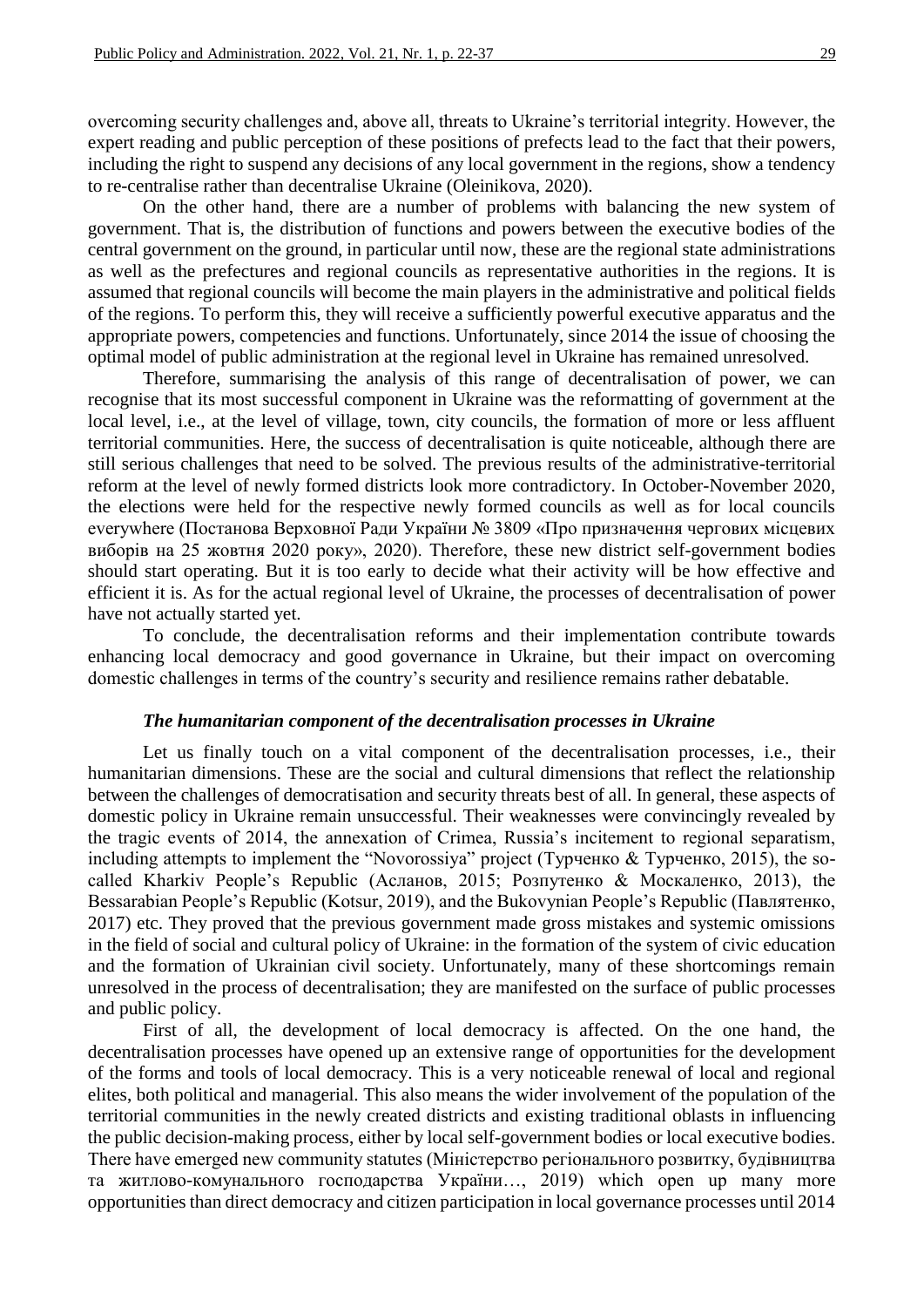overcoming security challenges and, above all, threats to Ukraine's territorial integrity. However, the expert reading and public perception of these positions of prefects lead to the fact that their powers, including the right to suspend any decisions of any local government in the regions, show a tendency to re-centralise rather than decentralise Ukraine (Oleinikova, 2020).

On the other hand, there are a number of problems with balancing the new system of government. That is, the distribution of functions and powers between the executive bodies of the central government on the ground, in particular until now, these are the regional state administrations as well as the prefectures and regional councils as representative authorities in the regions. It is assumed that regional councils will become the main players in the administrative and political fields of the regions. To perform this, they will receive a sufficiently powerful executive apparatus and the appropriate powers, competencies and functions. Unfortunately, since 2014 the issue of choosing the optimal model of public administration at the regional level in Ukraine has remained unresolved.

Therefore, summarising the analysis of this range of decentralisation of power, we can recognise that its most successful component in Ukraine was the reformatting of government at the local level, i.e., at the level of village, town, city councils, the formation of more or less affluent territorial communities. Here, the success of decentralisation is quite noticeable, although there are still serious challenges that need to be solved. The previous results of the administrative-territorial reform at the level of newly formed districts look more contradictory. In October-November 2020, the elections were held for the respective newly formed councils as well as for local councils everywhere (Постанова Верховної Ради України № 3809 «Про призначення чергових місцевих виборів на 25 жовтня 2020 року», 2020). Therefore, these new district self-government bodies should start operating. But it is too early to decide what their activity will be how effective and efficient it is. As for the actual regional level of Ukraine, the processes of decentralisation of power have not actually started yet.

To conclude, the decentralisation reforms and their implementation contribute towards enhancing local democracy and good governance in Ukraine, but their impact on overcoming domestic challenges in terms of the country's security and resilience remains rather debatable.

### *The humanitarian component of the decentralisation processes in Ukraine*

Let us finally touch on a vital component of the decentralisation processes, i.e., their humanitarian dimensions. These are the social and cultural dimensions that reflect the relationship between the challenges of democratisation and security threats best of all. In general, these aspects of domestic policy in Ukraine remain unsuccessful. Their weaknesses were convincingly revealed by the tragic events of 2014, the annexation of Crimea, Russia's incitement to regional separatism, including attempts to implement the "Novorossiya" project (Турченко & Турченко, 2015), the so-called Kharkiv People's Republic (Асланов, 2015; Розпутенко & Москаленко, 2013), the Bessarabian People's Republic (Kotsur, 2019), and the Bukovynian People's Republic (Павлятенко, 2017) etc. They proved that the previous government made gross mistakes and systemic omissions in the field of social and cultural policy of Ukraine: in the formation of the system of civic education and the formation of Ukrainian civil society. Unfortunately, many of these shortcomings remain unresolved in the process of decentralisation; they are manifested on the surface of public processes and public policy.

First of all, the development of local democracy is affected. On the one hand, the decentralisation processes have opened up an extensive range of opportunities for the development of the forms and tools of local democracy. This is a very noticeable renewal of local and regional elites, both political and managerial. This also means the wider involvement of the population of the territorial communities in the newly created districts and existing traditional oblasts in influencing the public decision-making process, either by local self-government bodies or local executive bodies. There have emerged new community statutes (Міністерство регіонального розвитку, будівництва та житлово-комунального господарства України…, 2019) which open up many more opportunities than direct democracy and citizen participation in local governance processes until 2014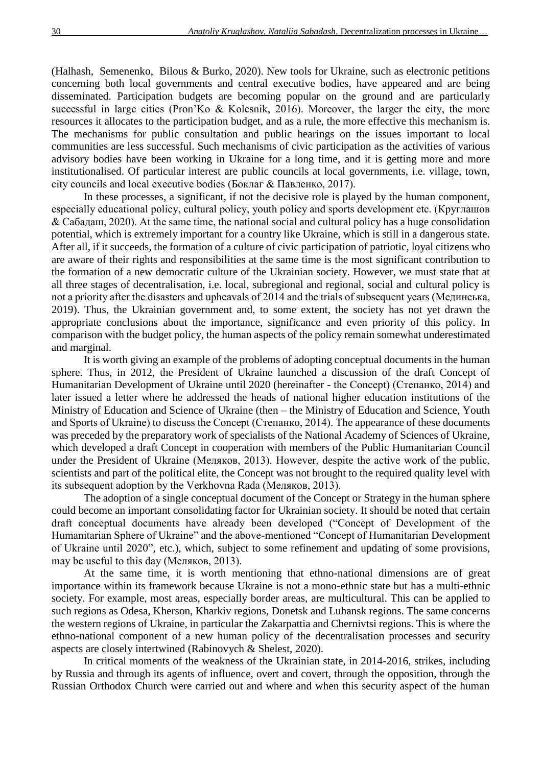(Halhash, Semenenko, Bilous & Burko, 2020). New tools for Ukraine, such as electronic petitions concerning both local governments and central executive bodies, have appeared and are being disseminated. Participation budgets are becoming popular on the ground and are particularly successful in large cities (Pron'Ko & Kolesnik, 2016). Moreover, the larger the city, the more resources it allocates to the participation budget, and as a rule, the more effective this mechanism is. The mechanisms for public consultation and public hearings on the issues important to local communities are less successful. Such mechanisms of civic participation as the activities of various advisory bodies have been working in Ukraine for a long time, and it is getting more and more institutionalised. Of particular interest are public councils at local governments, i.e. village, town, city councils and local executive bodies (Боклаг & Павленко, 2017).

In these processes, a significant, if not the decisive role is played by the human component, especially educational policy, cultural policy, youth policy and sports development etc. (Круглашов & Сабадаш, 2020). At the same time, the national social and cultural policy has a huge consolidation potential, which is extremely important for a country like Ukraine, which is still in a dangerous state. After all, if it succeeds, the formation of a culture of civic participation of patriotic, loyal citizens who are aware of their rights and responsibilities at the same time is the most significant contribution to the formation of a new democratic culture of the Ukrainian society. However, we must state that at all three stages of decentralisation, i.e. local, subregional and regional, social and cultural policy is not a priority after the disasters and upheavals of 2014 and the trials of subsequent years (Мединська, 2019). Thus, the Ukrainian government and, to some extent, the society has not yet drawn the appropriate conclusions about the importance, significance and even priority of this policy. In comparison with the budget policy, the human aspects of the policy remain somewhat underestimated and marginal.

It is worth giving an example of the problems of adopting conceptual documents in the human sphere. Thus, in 2012, the President of Ukraine launched a discussion of the draft Concept of Humanitarian Development of Ukraine until 2020 (hereinafter - the Concept) (Степанко, 2014) and later issued a letter where he addressed the heads of national higher education institutions of the Ministry of Education and Science of Ukraine (then – the Ministry of Education and Science, Youth and Sports of Ukraine) to discuss the Concept (Степанко, 2014). The appearance of these documents was preceded by the preparatory work of specialists of the National Academy of Sciences of Ukraine, which developed a draft Concept in cooperation with members of the Public Humanitarian Council under the President of Ukraine (Меляков, 2013). However, despite the active work of the public, scientists and part of the political elite, the Concept was not brought to the required quality level with its subsequent adoption by the Verkhovna Rada (Меляков, 2013).

The adoption of a single conceptual document of the Concept or Strategy in the human sphere could become an important consolidating factor for Ukrainian society. It should be noted that certain draft conceptual documents have already been developed ("Concept of Development of the Humanitarian Sphere of Ukraine" and the above-mentioned "Concept of Humanitarian Development of Ukraine until 2020", etc.), which, subject to some refinement and updating of some provisions, may be useful to this day (Меляков, 2013).

At the same time, it is worth mentioning that ethno-national dimensions are of great importance within its framework because Ukraine is not a mono-ethnic state but has a multi-ethnic society. For example, most areas, especially border areas, are multicultural. This can be applied to such regions as Odesa, Kherson, Kharkiv regions, Donetsk and Luhansk regions. The same concerns the western regions of Ukraine, in particular the Zakarpattia and Chernivtsi regions. This is where the ethno-national component of a new human policy of the decentralisation processes and security aspects are closely intertwined (Rabinovych & Shelest, 2020).

In critical moments of the weakness of the Ukrainian state, in 2014-2016, strikes, including by Russia and through its agents of influence, overt and covert, through the opposition, through the Russian Orthodox Church were carried out and where and when this security aspect of the human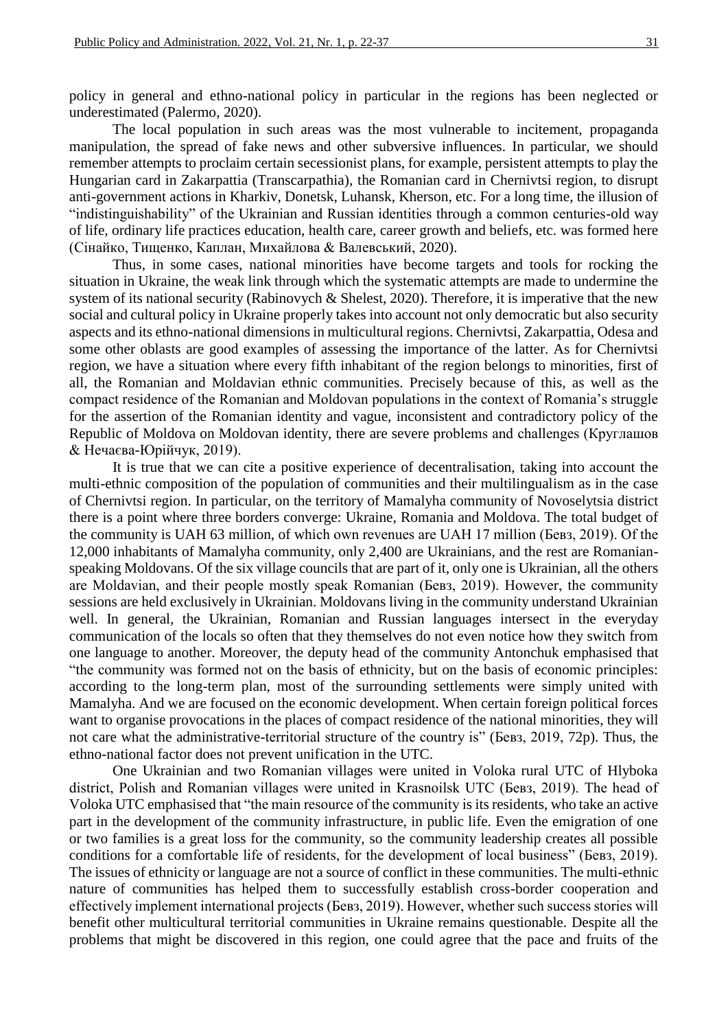policy in general and ethno-national policy in particular in the regions has been neglected or underestimated (Palermo, 2020).

The local population in such areas was the most vulnerable to incitement, propaganda manipulation, the spread of fake news and other subversive influences. In particular, we should remember attempts to proclaim certain secessionist plans, for example, persistent attempts to play the Hungarian card in Zakarpattia (Transcarpathia), the Romanian card in Chernivtsi region, to disrupt anti-government actions in Kharkiv, Donetsk, Luhansk, Kherson, etc. For a long time, the illusion of "indistinguishability" of the Ukrainian and Russian identities through a common centuries-old way of life, ordinary life practices education, health care, career growth and beliefs, etc. was formed here (Сінайко, Тищенко, Каплан, Михайлова & Валевський, 2020).

Thus, in some cases, national minorities have become targets and tools for rocking the situation in Ukraine, the weak link through which the systematic attempts are made to undermine the system of its national security (Rabinovych & Shelest, 2020). Therefore, it is imperative that the new social and cultural policy in Ukraine properly takes into account not only democratic but also security aspects and its ethno-national dimensions in multicultural regions. Chernivtsi, Zakarpattia, Odesa and some other oblasts are good examples of assessing the importance of the latter. As for Chernivtsi region, we have a situation where every fifth inhabitant of the region belongs to minorities, first of all, the Romanian and Moldavian ethnic communities. Precisely because of this, as well as the compact residence of the Romanian and Moldovan populations in the context of Romania's struggle for the assertion of the Romanian identity and vague, inconsistent and contradictory policy of the Republic of Moldova on Moldovan identity, there are severe problems and challenges (Круглашов & Нечаєва-Юрійчук, 2019).

It is true that we can cite a positive experience of decentralisation, taking into account the multi-ethnic composition of the population of communities and their multilingualism as in the case of Chernivtsi region. In particular, on the territory of Mamalyha community of Novoselytsia district there is a point where three borders converge: Ukraine, Romania and Moldova. The total budget of the community is UAH 63 million, of which own revenues are UAH 17 million (Бевз, 2019). Of the 12,000 inhabitants of Mamalyha community, only 2,400 are Ukrainians, and the rest are Romanian-speaking Moldovans. Of the six village councils that are part of it, only one is Ukrainian, all the others are Moldavian, and their people mostly speak Romanian (Бевз, 2019). However, the community sessions are held exclusively in Ukrainian. Moldovans living in the community understand Ukrainian well. In general, the Ukrainian, Romanian and Russian languages intersect in the everyday communication of the locals so often that they themselves do not even notice how they switch from one language to another. Moreover, the deputy head of the community Antonchuk emphasised that "the community was formed not on the basis of ethnicity, but on the basis of economic principles: according to the long-term plan, most of the surrounding settlements were simply united with Mamalyha. And we are focused on the economic development. When certain foreign political forces want to organise provocations in the places of compact residence of the national minorities, they will not care what the administrative-territorial structure of the country is" (Бевз, 2019, 72p). Thus, the ethno-national factor does not prevent unification in the UTC.

One Ukrainian and two Romanian villages were united in Voloka rural UTC of Hlyboka district, Polish and Romanian villages were united in Krasnoilsk UTC (Бевз, 2019). The head of Voloka UTC emphasised that "the main resource of the community is its residents, who take an active part in the development of the community infrastructure, in public life. Even the emigration of one or two families is a great loss for the community, so the community leadership creates all possible conditions for a comfortable life of residents, for the development of local business" (Бевз, 2019). The issues of ethnicity or language are not a source of conflict in these communities. The multi-ethnic nature of communities has helped them to successfully establish cross-border cooperation and effectively implement international projects (Бевз, 2019). However, whether such success stories will benefit other multicultural territorial communities in Ukraine remains questionable. Despite all the problems that might be discovered in this region, one could agree that the pace and fruits of the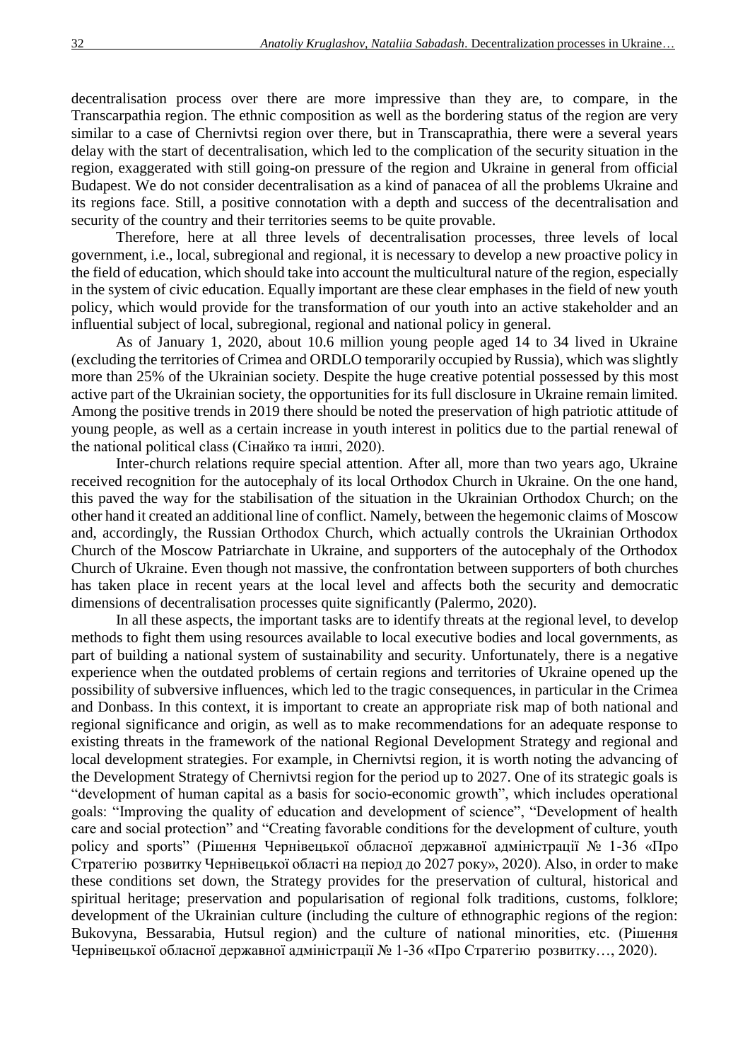decentralisation process over there are more impressive than they are, to compare, in the Transcarpathia region. The ethnic composition as well as the bordering status of the region are very similar to a case of Chernivtsi region over there, but in Transcaprathia, there were a several years delay with the start of decentralisation, which led to the complication of the security situation in the region, exaggerated with still going-on pressure of the region and Ukraine in general from official Budapest. We do not consider decentralisation as a kind of panacea of all the problems Ukraine and its regions face. Still, a positive connotation with a depth and success of the decentralisation and security of the country and their territories seems to be quite provable.

Therefore, here at all three levels of decentralisation processes, three levels of local government, i.e., local, subregional and regional, it is necessary to develop a new proactive policy in the field of education, which should take into account the multicultural nature of the region, especially in the system of civic education. Equally important are these clear emphases in the field of new youth policy, which would provide for the transformation of our youth into an active stakeholder and an influential subject of local, subregional, regional and national policy in general.

As of January 1, 2020, about 10.6 million young people aged 14 to 34 lived in Ukraine (excluding the territories of Crimea and ORDLO temporarily occupied by Russia), which was slightly more than 25% of the Ukrainian society. Despite the huge creative potential possessed by this most active part of the Ukrainian society, the opportunities for its full disclosure in Ukraine remain limited. Among the positive trends in 2019 there should be noted the preservation of high patriotic attitude of young people, as well as a certain increase in youth interest in politics due to the partial renewal of the national political class (Сінайко та інші, 2020).

Inter-church relations require special attention. After all, more than two years ago, Ukraine received recognition for the autocephaly of its local Orthodox Church in Ukraine. On the one hand, this paved the way for the stabilisation of the situation in the Ukrainian Orthodox Church; on the other hand it created an additional line of conflict. Namely, between the hegemonic claims of Moscow and, accordingly, the Russian Orthodox Church, which actually controls the Ukrainian Orthodox Church of the Moscow Patriarchate in Ukraine, and supporters of the autocephaly of the Orthodox Church of Ukraine. Even though not massive, the confrontation between supporters of both churches has taken place in recent years at the local level and affects both the security and democratic dimensions of decentralisation processes quite significantly (Palermo, 2020).

In all these aspects, the important tasks are to identify threats at the regional level, to develop methods to fight them using resources available to local executive bodies and local governments, as part of building a national system of sustainability and security. Unfortunately, there is a negative experience when the outdated problems of certain regions and territories of Ukraine opened up the possibility of subversive influences, which led to the tragic consequences, in particular in the Crimea and Donbass. In this context, it is important to create an appropriate risk map of both national and regional significance and origin, as well as to make recommendations for an adequate response to existing threats in the framework of the national Regional Development Strategy and regional and local development strategies. For example, in Chernivtsi region, it is worth noting the advancing of the Development Strategy of Chernivtsi region for the period up to 2027. One of its strategic goals is "development of human capital as a basis for socio-economic growth", which includes operational goals: "Improving the quality of education and development of science", "Development of health care and social protection" and "Creating favorable conditions for the development of culture, youth policy and sports" (Рішення Чернівецької обласної державної адміністрації № 1-36 «Про Стратегію розвитку Чернівецької області на період до 2027 року», 2020). Also, in order to make these conditions set down, the Strategy provides for the preservation of cultural, historical and spiritual heritage; preservation and popularisation of regional folk traditions, customs, folklore; development of the Ukrainian culture (including the culture of ethnographic regions of the region: Bukovyna, Bessarabia, Hutsul region) and the culture of national minorities, etc. (Рішення Чернівецької обласної державної адміністрації № 1-36 «Про Стратегію розвитку…, 2020).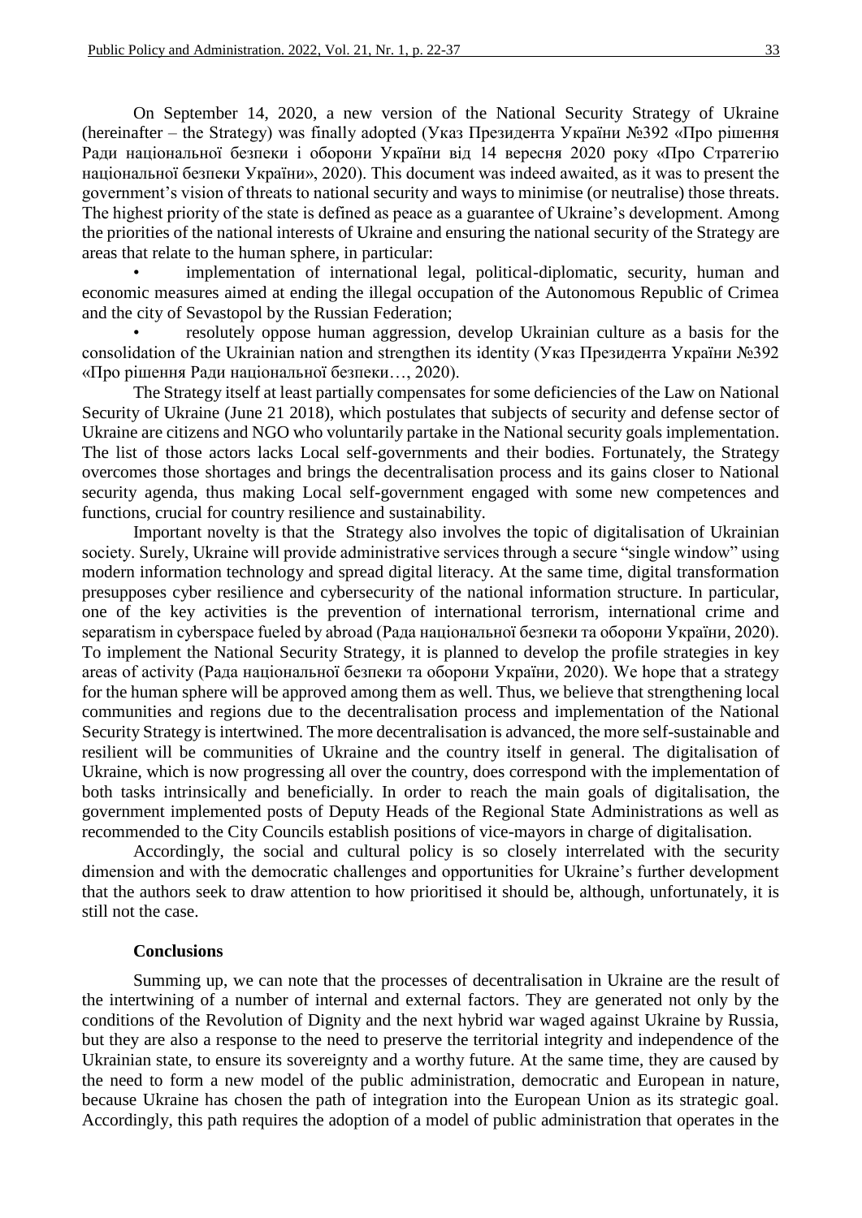On September 14, 2020, a new version of the National Security Strategy of Ukraine (hereinafter – the Strategy) was finally adopted (Указ Президента України №392 «Про рішення Ради національної безпеки і оборони України від 14 вересня 2020 року «Про Стратегію національної безпеки України», 2020). This document was indeed awaited, as it was to present the government's vision of threats to national security and ways to minimise (or neutralise) those threats. The highest priority of the state is defined as peace as a guarantee of Ukraine's development. Among the priorities of the national interests of Ukraine and ensuring the national security of the Strategy are areas that relate to the human sphere, in particular:

- implementation of international legal, political-diplomatic, security, human and economic measures aimed at ending the illegal occupation of the Autonomous Republic of Crimea and the city of Sevastopol by the Russian Federation;
- resolutely oppose human aggression, develop Ukrainian culture as a basis for the consolidation of the Ukrainian nation and strengthen its identity (Указ Президента України №392 «Про рішення Ради національної безпеки…, 2020).

The Strategy itself at least partially compensates for some deficiencies of the Law on National Security of Ukraine (June 21 2018), which postulates that subjects of security and defense sector of Ukraine are citizens and NGO who voluntarily partake in the National security goals implementation. The list of those actors lacks Local self-governments and their bodies. Fortunately, the Strategy overcomes those shortages and brings the decentralisation process and its gains closer to National security agenda, thus making Local self-government engaged with some new competences and functions, crucial for country resilience and sustainability.

Important novelty is that the Strategy also involves the topic of digitalisation of Ukrainian society. Surely, Ukraine will provide administrative services through a secure "single window" using modern information technology and spread digital literacy. At the same time, digital transformation presupposes cyber resilience and cybersecurity of the national information structure. In particular, one of the key activities is the prevention of international terrorism, international crime and separatism in cyberspace fueled by abroad (Рада національної безпеки та оборони України, 2020). To implement the National Security Strategy, it is planned to develop the profile strategies in key areas of activity (Рада національної безпеки та оборони України, 2020). We hope that a strategy for the human sphere will be approved among them as well. Thus, we believe that strengthening local communities and regions due to the decentralisation process and implementation of the National Security Strategy is intertwined. The more decentralisation is advanced, the more self-sustainable and resilient will be communities of Ukraine and the country itself in general. The digitalisation of Ukraine, which is now progressing all over the country, does correspond with the implementation of both tasks intrinsically and beneficially. In order to reach the main goals of digitalisation, the government implemented posts of Deputy Heads of the Regional State Administrations as well as recommended to the City Councils establish positions of vice-mayors in charge of digitalisation.

Accordingly, the social and cultural policy is so closely interrelated with the security dimension and with the democratic challenges and opportunities for Ukraine's further development that the authors seek to draw attention to how prioritised it should be, although, unfortunately, it is still not the case.

## Conclusions

Summing up, we can note that the processes of decentralisation in Ukraine are the result of the intertwining of a number of internal and external factors. They are generated not only by the conditions of the Revolution of Dignity and the next hybrid war waged against Ukraine by Russia, but they are also a response to the need to preserve the territorial integrity and independence of the Ukrainian state, to ensure its sovereignty and a worthy future. At the same time, they are caused by the need to form a new model of the public administration, democratic and European in nature, because Ukraine has chosen the path of integration into the European Union as its strategic goal. Accordingly, this path requires the adoption of a model of public administration that operates in the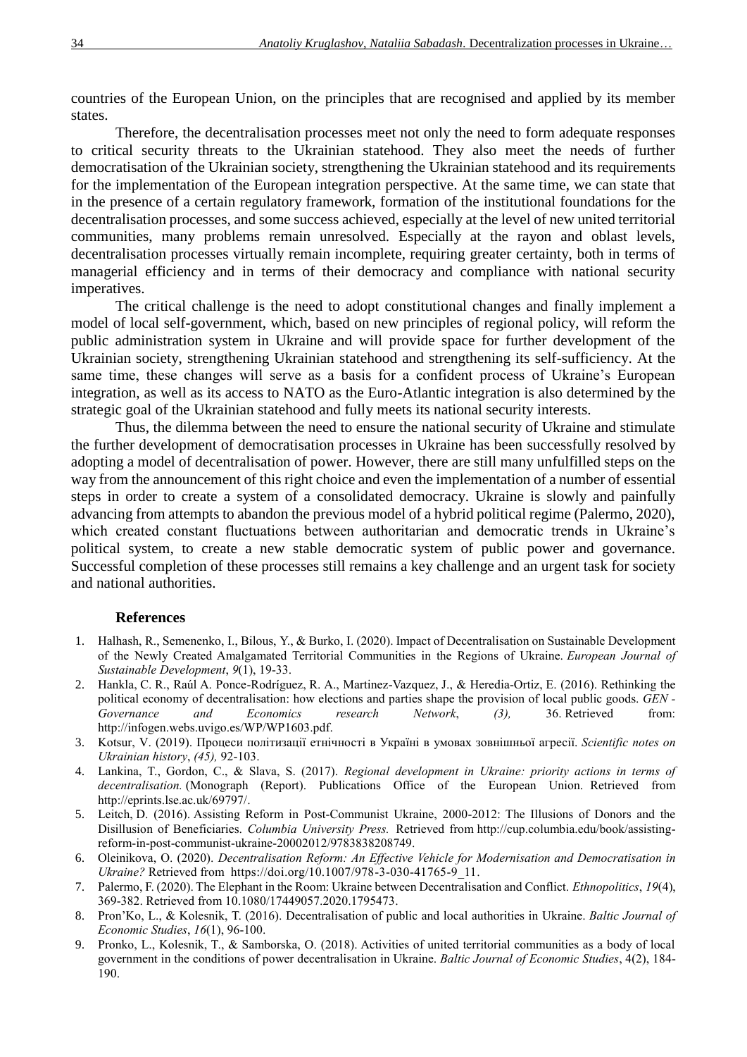countries of the European Union, on the principles that are recognised and applied by its member states.

Therefore, the decentralisation processes meet not only the need to form adequate responses to critical security threats to the Ukrainian statehood. They also meet the needs of further democratisation of the Ukrainian society, strengthening the Ukrainian statehood and its requirements for the implementation of the European integration perspective. At the same time, we can state that in the presence of a certain regulatory framework, formation of the institutional foundations for the decentralisation processes, and some success achieved, especially at the level of new united territorial communities, many problems remain unresolved. Especially at the rayon and oblast levels, decentralisation processes virtually remain incomplete, requiring greater certainty, both in terms of managerial efficiency and in terms of their democracy and compliance with national security imperatives.

The critical challenge is the need to adopt constitutional changes and finally implement a model of local self-government, which, based on new principles of regional policy, will reform the public administration system in Ukraine and will provide space for further development of the Ukrainian society, strengthening Ukrainian statehood and strengthening its self-sufficiency. At the same time, these changes will serve as a basis for a confident process of Ukraine's European integration, as well as its access to NATO as the Euro-Atlantic integration is also determined by the strategic goal of the Ukrainian statehood and fully meets its national security interests.

Thus, the dilemma between the need to ensure the national security of Ukraine and stimulate the further development of democratisation processes in Ukraine has been successfully resolved by adopting a model of decentralisation of power. However, there are still many unfulfilled steps on the way from the announcement of this right choice and even the implementation of a number of essential steps in order to create a system of a consolidated democracy. Ukraine is slowly and painfully advancing from attempts to abandon the previous model of a hybrid political regime (Palermo, 2020), which created constant fluctuations between authoritarian and democratic trends in Ukraine's political system, to create a new stable democratic system of public power and governance. Successful completion of these processes still remains a key challenge and an urgent task for society and national authorities.

### References

1. Halhash, R., Semenenko, I., Bilous, Y., & Burko, I. (2020). Impact of Decentralisation on Sustainable Development of the Newly Created Amalgamated Territorial Communities in the Regions of Ukraine. *European Journal of Sustainable Development*, *9*(1), 19-33.
2. Hankla, C. R., Raúl A. Ponce-Rodríguez, R. A., Martinez-Vazquez, J., & Heredia-Ortiz, E. (2016). Rethinking the political economy of decentralisation: how elections and parties shape the provision of local public goods. *GEN - Governance and Economics research Network*, *(3),* 36. Retrieved from: http://infogen.webs.uvigo.es/WP/WP1603.pdf.
3. Kotsur, V. (2019). Процеси політизації етнічності в Україні в умовах зовнішньої агресії. *Scientific notes on Ukrainian history*, *(45),* 92-103.
4. Lankina, T., Gordon, C., & Slava, S. (2017). *Regional development in Ukraine: priority actions in terms of decentralisation.* (Monograph (Report). Publications Office of the European Union. Retrieved from http://eprints.lse.ac.uk/69797/.
5. Leitch, D. (2016). Assisting Reform in Post-Communist Ukraine, 2000-2012: The Illusions of Donors and the Disillusion of Beneficiaries. *Columbia University Press.* Retrieved from http://cup.columbia.edu/book/assisting-reform-in-post-communist-ukraine-20002012/9783838208749.
6. Oleinikova, O. (2020). *Decentralisation Reform: An Effective Vehicle for Modernisation and Democratisation in Ukraine?* Retrieved from https://doi.org/10.1007/978-3-030-41765-9_11.
7. Palermo, F. (2020). The Elephant in the Room: Ukraine between Decentralisation and Conflict. *Ethnopolitics*, *19*(4), 369-382. Retrieved from 10.1080/17449057.2020.1795473.
8. Pron'Ko, L., & Kolesnik, T. (2016). Decentralisation of public and local authorities in Ukraine. *Baltic Journal of Economic Studies*, *16*(1), 96-100.
9. Pronko, L., Kolesnik, T., & Samborska, O. (2018). Activities of united territorial communities as a body of local government in the conditions of power decentralisation in Ukraine. *Baltic Journal of Economic Studies*, 4(2), 184-190.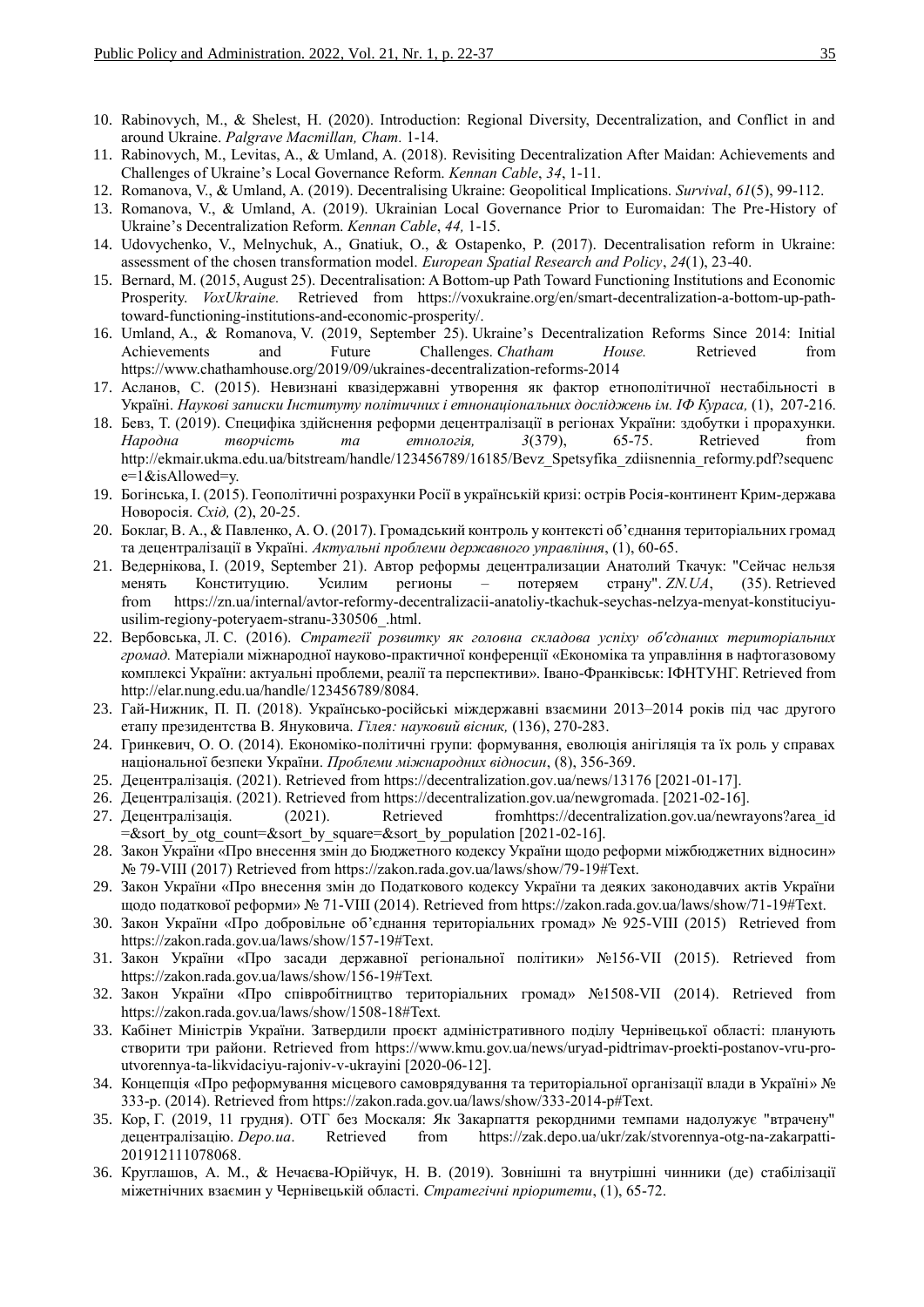10. Rabinovych, M., & Shelest, H. (2020). Introduction: Regional Diversity, Decentralization, and Conflict in and around Ukraine. *Palgrave Macmillan, Cham.* 1-14.
11. Rabinovych, M., Levitas, A., & Umland, A. (2018). Revisiting Decentralization After Maidan: Achievements and Challenges of Ukraine's Local Governance Reform. *Kennan Cable*, *34*, 1-11.
12. Romanova, V., & Umland, A. (2019). Decentralising Ukraine: Geopolitical Implications. *Survival*, *61*(5), 99-112.
13. Romanova, V., & Umland, A. (2019). Ukrainian Local Governance Prior to Euromaidan: The Pre-History of Ukraine's Decentralization Reform. *Kennan Cable*, *44,* 1-15.
14. Udovychenko, V., Melnychuk, A., Gnatiuk, O., & Ostapenko, P. (2017). Decentralisation reform in Ukraine: assessment of the chosen transformation model. *European Spatial Research and Policy*, *24*(1), 23-40.
15. Bernard, M. (2015, August 25). Decentralisation: A Bottom-up Path Toward Functioning Institutions and Economic Prosperity. *VoxUkraine.* Retrieved from https://voxukraine.org/en/smart-decentralization-a-bottom-up-path-toward-functioning-institutions-and-economic-prosperity/.
16. Umland, A., & Romanova, V. (2019, September 25). Ukraine's Decentralization Reforms Since 2014: Initial Achievements and Future Challenges. *Chatham House.* Retrieved from https://www.chathamhouse.org/2019/09/ukraines-decentralization-reforms-2014
17. Асланов, С. (2015). Невизнані квазідержавні утворення як фактор етнополітичної нестабільності в Україні. *Наукові записки Інституту політичних і етнонаціональних досліджень ім. ІФ Кураса,* (1), 207-216.
18. Бевз, Т. (2019). Специфіка здійснення реформи децентралізації в регіонах України: здобутки і прорахунки. *Народна творчість та етнологія, 3*(379), 65-75. Retrieved from http://ekmair.ukma.edu.ua/bitstream/handle/123456789/16185/Bevz_Spetsyfika_zdiisnennia_reformy.pdf?sequence=1&isAllowed=y.
19. Богінська, І. (2015). Геополітичні розрахунки Росії в українській кризі: острів Росія-континент Крим-держава Новоросія. *Схід,* (2), 20-25.
20. Боклаг, В. А., & Павленко, А. О. (2017). Громадський контроль у контексті об'єднання територіальних громад та децентралізації в Україні. *Актуальні проблеми державного управління*, (1), 60-65.
21. Ведернікова, І. (2019, September 21). Автор реформы децентрализации Анатолий Ткачук: "Сейчас нельзя менять Конституцию. Усилим регионы – потеряем страну". *ZN.UA*, (35). Retrieved from https://zn.ua/internal/avtor-reformy-decentralizacii-anatoliy-tkachuk-seychas-nelzya-menyat-konstituciyu-usilim-regiony-poteryaem-stranu-330506_.html.
22. Вербовська, Л. С. (2016). *Стратегії розвитку як головна складова успіху об'єднаних територіальних громад.* Матеріали міжнародної науково-практичної конференції «Економіка та управління в нафтогазовому комплексі України: актуальні проблеми, реалії та перспективи». Івано-Франківськ: ІФНТУНГ. Retrieved from http://elar.nung.edu.ua/handle/123456789/8084.
23. Гай-Нижник, П. П. (2018). Українсько-російські міждержавні взаємини 2013–2014 років під час другого етапу президентства В. Януковича. *Гілея: науковий вісник,* (136), 270-283.
24. Гринкевич, О. О. (2014). Економіко-політичні групи: формування, еволюція анігіляція та їх роль у справах національної безпеки України. *Проблеми міжнародних відносин*, (8), 356-369.
25. Децентралізація. (2021). Retrieved from https://decentralization.gov.ua/news/13176 [2021-01-17].
26. Децентралізація. (2021). Retrieved from https://decentralization.gov.ua/newgromada. [2021-02-16].
27. Децентралізація. (2021). Retrieved fromhttps://decentralization.gov.ua/newrayons?area_id=&sort_by_otg_count=&sort_by_square=&sort_by_population [2021-02-16].
28. Закон України «Про внесення змін до Бюджетного кодексу України щодо реформи міжбюджетних відносин» № 79-VIII (2017) Retrieved from https://zakon.rada.gov.ua/laws/show/79-19#Text.
29. Закон України «Про внесення змін до Податкового кодексу України та деяких законодавчих актів України щодо податкової реформи» № 71-VIII (2014). Retrieved from https://zakon.rada.gov.ua/laws/show/71-19#Text.
30. Закон України «Про добровільне об'єднання територіальних громад» № 925-VIII (2015) Retrieved from https://zakon.rada.gov.ua/laws/show/157-19#Text.
31. Закон України «Про засади державної регіональної політики» №156-VII (2015). Retrieved from https://zakon.rada.gov.ua/laws/show/156-19#Text.
32. Закон України «Про співробітництво територіальних громад» №1508-VII (2014). Retrieved from https://zakon.rada.gov.ua/laws/show/1508-18#Text.
33. Кабінет Міністрів України. Затвердили проєкт адміністративного поділу Чернівецької області: планують створити три райони. Retrieved from https://www.kmu.gov.ua/news/uryad-pidtrimav-proekti-postanov-vru-pro-utvorennya-ta-likvidaciyu-rajoniv-v-ukrayini [2020-06-12].
34. Концепція «Про реформування місцевого самоврядування та територіальної організації влади в Україні» № 333-р. (2014). Retrieved from https://zakon.rada.gov.ua/laws/show/333-2014-р#Text.
35. Кор, Г. (2019, 11 грудня). ОТГ без Москаля: Як Закарпаття рекордними темпами надолужує "втрачену" децентралізацію. *Depo.ua*. Retrieved from https://zak.depo.ua/ukr/zak/stvorennya-otg-na-zakarpatti-201912111078068.
36. Круглашов, А. М., & Нечаєва-Юрійчук, Н. В. (2019). Зовнішні та внутрішні чинники (де) стабілізації міжетнічних взаємин у Чернівецькій області. *Стратегічні пріоритети*, (1), 65-72.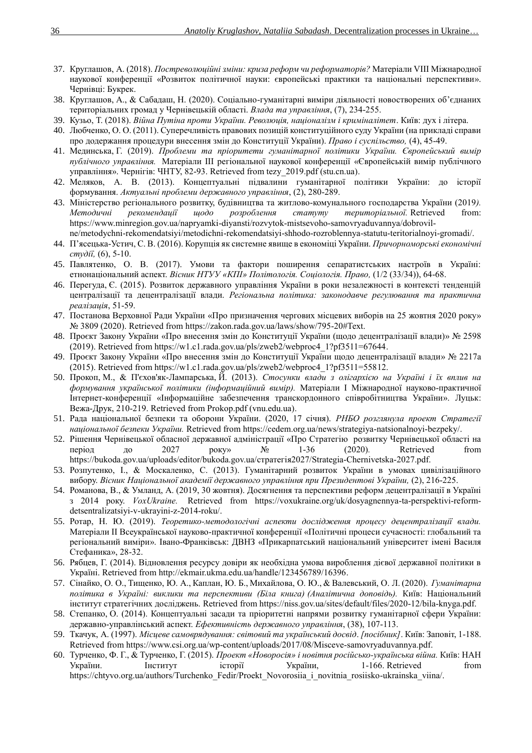37. Круглашов, А. (2018). *Постреволюційні зміни: криза реформ чи реформаторів?* Матеріали VIII Міжнародної наукової конференції «Розвиток політичної науки: європейські практики та національні перспективи». Чернівці: Букрек.
38. Круглашов, А., & Сабадаш, Н. (2020). Соціально-гуманітарні виміри діяльності новостворених об'єднаних територіальних громад у Чернівецькій області. *Влада та управління*, (7), 234-255.
39. Кузьо, Т. (2018). *Війна Путіна проти України. Революція, націоналізм і криміналітет*. Київ: дух і літера.
40. Любченко, О. О. (2011). Суперечливість правових позицій конституційного суду України (на прикладі справи про додержання процедури внесення змін до Конституції України). *Право і суспільство,* (4), 45-49.
41. Мединська, Г. (2019). *Проблеми та пріоритети гуманітарної політики України. Європейський вимір публічного управління.* Матеріали III регіональної наукової конференції «Європейській вимір публічного управління». Чернігів: ЧНТУ, 82-93. Retrieved from tezy_2019.pdf (stu.cn.ua).
42. Меляков, А. В. (2013). Концептуальні підвалини гуманітарної політики України: до історії формування. *Актуальні проблеми державного управління*, (2), 280-289.
43. Міністерство регіонального розвитку, будівництва та житлово-комунального господарства України (2019*). Методичні рекомендації щодо розроблення статуту територіальної.* Retrieved from: https://www.minregion.gov.ua/napryamki-diyansti/rozvytok-mistsevoho-samovryaduvannya/dobrovil-ne/metodychni-rekomendatsiyi/metodichni-rekomendatsiyi-shhodo-rozroblennya-statutu-teritorialnoyi-gromadi/.
44. П'ясецька-Устич, С. В. (2016). Корупція як системне явище в економіці України. *Причорноморські економічні студії,* (6), 5-10.
45. Павлятенко, О. В. (2017). Умови та фактори поширення сепаратистських настроїв в Україні: етнонаціональний аспект. *Вісник НТУУ «КПІ» Політологія. Соціологія. Право,* (1/2 (33/34)), 64-68.
46. Перегуда, Є. (2015). Розвиток державного управління України в роки незалежності в контексті тенденцій централізації та децентралізації влади. *Регіональна політика: законодавче регулювання та практична реалізація*, 51-59.
47. Постанова Верховної Ради України «Про призначення чергових місцевих виборів на 25 жовтня 2020 року» № 3809 (2020). Retrieved from https://zakon.rada.gov.ua/laws/show/795-20#Text.
48. Проєкт Закону України «Про внесення змін до Конституції України (щодо децентралізації влади)» № 2598 (2019). Retrieved from https://w1.c1.rada.gov.ua/pls/zweb2/webproc4_1?pf3511=67644.
49. Проєкт Закону України «Про внесення змін до Конституції України щодо децентралізації влади» № 2217а (2015). Retrieved from https://w1.c1.rada.gov.ua/pls/zweb2/webproc4_1?pf3511=55812.
50. Прокоп, М., & П'єхов'як-Лампарська, Й. (2013). *Стосунки влади з олігархією на Україні і їх вплив на формування української політики (інформаційний вимір).* Матеріали I Міжнародної науково-практичної Інтернет-конференції «Інформаційне забезпечення транскордонного співробітництва України». Луцьк: Вежа-Друк, 210-219. Retrieved from Prokop.pdf (vnu.edu.ua).
51. Рада національної безпеки та оборони України. (2020, 17 січня). *РНБО розглянула проект Стратегії національної безпеки України.* Retrieved from https://cedem.org.ua/news/strategiya-natsionalnoyi-bezpeky/.
52. Рішення Чернівецької обласної державної адміністрації «Про Стратегію розвитку Чернівецької області на період до 2027 року» № 1-36 (2020)*.* Retrieved from https://bukoda.gov.ua/uploads/editor/bukoda.gov.ua/стратегія2027/Strategia-Chernivetska-2027.pdf.
53. Розпутенко, І., & Москаленко, С. (2013). Гуманітарний розвиток України в умовах цивілізаційного вибору. *Вісник Національної академії державного управління при Президентові України,* (2), 216-225.
54. Романова, В., & Умланд, А. (2019, 30 жовтня). Досягнення та перспективи реформ децентралізації в Україні з 2014 року. *VoxUkraine.* Retrieved from https://voxukraine.org/uk/dosyagnennya-ta-perspektivi-reform-detsentralizatsiyi-v-ukrayini-z-2014-roku/.
55. Ротар, Н. Ю. (2019). *Теоретико-методологічні аспекти дослідження процесу децентралізації влади.* Матеріали II Всеукраїнської науково-практичної конференції «Політичні процеси сучасності: глобальний та регіональний виміри». Івано-Франківськ: ДВНЗ «Прикарпатський національний університет імені Василя Стефаника», 28-32.
56. Рябцев, Г. (2014). Відновлення ресурсу довіри як необхідна умова вироблення дієвої державної політики в Україні. Retrieved from http://ekmair.ukma.edu.ua/handle/123456789/16396.
57. Сінайко, О. О., Тищенко, Ю. А., Каплан, Ю. Б., Михайлова, О. Ю., & Валевський, О. Л. (2020). *Гуманітарна політика в Україні: виклики та перспективи (Біла книга) (Аналітична доповідь).* Київ: Національний інститут стратегічних досліджень. Retrieved from https://niss.gov.ua/sites/default/files/2020-12/bila-knyga.pdf.
58. Степанко, О. (2014). Концептуальні засади та пріоритетні напрями розвитку гуманітарної сфери України: державно-управлінський аспект. *Ефективність державного управління*, (38), 107-113.
59. Ткачук, А. (1997). *Місцеве самоврядування: світовий та український досвід*. *[посібник]*. Київ: Заповіт, 1-188. Retrieved from https://www.csi.org.ua/wp-content/uploads/2017/08/Misceve-samovryaduvannya.pdf.
60. Турченко, Ф. Г., & Турченко, Г. (2015). *Проект «Новоросія» і новітня російсько-українська війна.* Київ: НАН України. Інститут історії України, 1-166. Retrieved from https://chtyvo.org.ua/authors/Turchenko_Fedir/Proekt_Novorosiia_i_novitnia_rosiisko-ukrainska_viina/.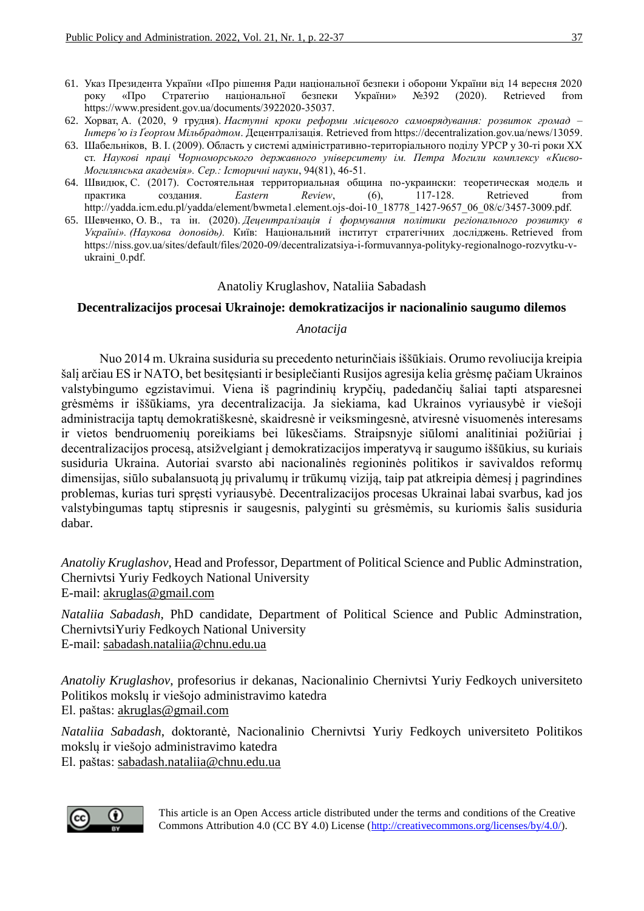61. Указ Президента України «Про рішення Ради національної безпеки і оборони України від 14 вересня 2020 року «Про Стратегію національної безпеки України» №392 (2020). Retrieved from https://www.president.gov.ua/documents/3922020-35037.
62. Хорват, А. (2020, 9 грудня). *Наступні кроки реформи місцевого самоврядування: розвиток громад – Інтерв'ю із Георгом Мільбрадтом*. Децентралізація. Retrieved from https://decentralization.gov.ua/news/13059.
63. Шабельніков, В. І. (2009). Область у системі адміністративно-територіального поділу УРСР у 30-ті роки ХХ ст. *Наукові праці Чорноморського державного університету ім. Петра Могили комплексу «Києво-Могилянська академія». Сер.: Історичні науки*, 94(81), 46-51.
64. Швидюк, С. (2017). Состоятельная территориальная община по-украински: теоретическая модель и практика создания. *Eastern Review*, (6), 117-128. Retrieved from http://yadda.icm.edu.pl/yadda/element/bwmeta1.element.ojs-doi-10_18778_1427-9657_06_08/c/3457-3009.pdf.
65. Шевченко, О. В., та ін. (2020). *Децентралізація і формування політики регіонального розвитку в Україні». (Наукова доповідь).* Київ: Національний інститут стратегічних досліджень. Retrieved from https://niss.gov.ua/sites/default/files/2020-09/decentralizatsiya-i-formuvannya-polityky-regionalnogo-rozvytku-v-ukraini_0.pdf.

Anatoliy Kruglashov, Nataliia Sabadash

## Decentralizacijos procesai Ukrainoje: demokratizacijos ir nacionalinio saugumo dilemos

*Anotacija*

Nuo 2014 m. Ukraina susiduria su precedento neturinčiais iššūkiais. Orumo revoliucija kreipia šalį arčiau ES ir NATO, bet besitęsianti ir besiplečianti Rusijos agresija kelia grėsmę pačiam Ukrainos valstybingumo egzistavimui. Viena iš pagrindinių krypčių, padedančių šaliai tapti atsparesnei grėsmėms ir iššūkiams, yra decentralizacija. Ja siekiama, kad Ukrainos vyriausybė ir viešoji administracija taptų demokratiškesnė, skaidresnė ir veiksmingesnė, atviresnė visuomenės interesams ir vietos bendruomenių poreikiams bei lūkesčiams. Straipsnyje siūlomi analitiniai požiūriai į decentralizacijos procesą, atsižvelgiant į demokratizacijos imperatyvą ir saugumo iššūkius, su kuriais susiduria Ukraina. Autoriai svarsto abi nacionalinės regioninės politikos ir savivaldos reformų dimensijas, siūlo subalansuotą jų privalumų ir trūkumų viziją, taip pat atkreipia dėmesį į pagrindines problemas, kurias turi spręsti vyriausybė. Decentralizacijos procesas Ukrainai labai svarbus, kad jos valstybingumas taptų stipresnis ir saugesnis, palyginti su grėsmėmis, su kuriomis šalis susiduria dabar.

*Anatoliy Kruglashov*, Head and Professor, Department of Political Science and Public Adminstration, Chernivtsi Yuriy Fedkoych National University
E-mail: akruglas@gmail.com

*Nataliia Sabadash*, PhD candidate, Department of Political Science and Public Adminstration, ChernivtsiYuriy Fedkoych National University
E-mail: sabadash.nataliia@chnu.edu.ua

*Anatoliy Kruglashov*, profesorius ir dekanas, Nacionalinio Chernivtsi Yuriy Fedkoych universiteto Politikos mokslų ir viešojo administravimo katedra
El. paštas: akruglas@gmail.com

*Nataliia Sabadash*, doktorantė, Nacionalinio Chernivtsi Yuriy Fedkoych universiteto Politikos mokslų ir viešojo administravimo katedra
El. paštas: sabadash.nataliia@chnu.edu.ua

This article is an Open Access article distributed under the terms and conditions of the Creative Commons Attribution 4.0 (CC BY 4.0) License (http://creativecommons.org/licenses/by/4.0/).